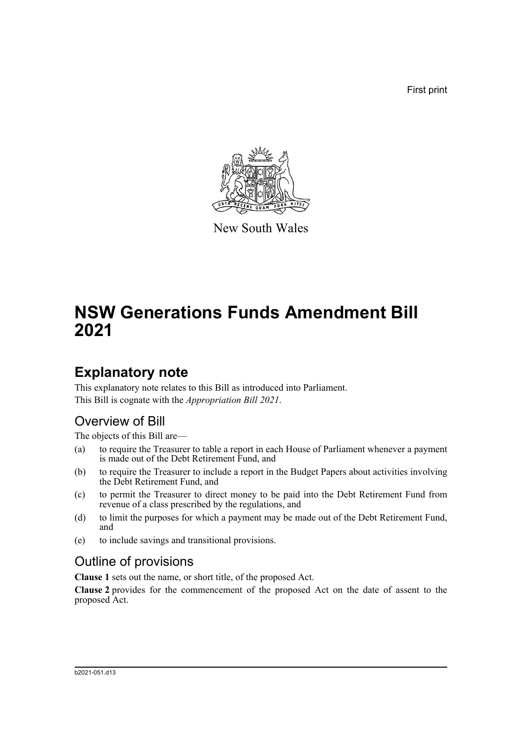First print

New South Wales

# NSW Generations Funds Amendment Bill 2021

## Explanatory note

This explanatory note relates to this Bill as introduced into Parliament.

This Bill is cognate with the *Appropriation Bill 2021*.

### Overview of Bill

The objects of this Bill are—

(a) to require the Treasurer to table a report in each House of Parliament whenever a payment is made out of the Debt Retirement Fund, and

(b) to require the Treasurer to include a report in the Budget Papers about activities involving the Debt Retirement Fund, and

(c) to permit the Treasurer to direct money to be paid into the Debt Retirement Fund from revenue of a class prescribed by the regulations, and

(d) to limit the purposes for which a payment may be made out of the Debt Retirement Fund, and

(e) to include savings and transitional provisions.

### Outline of provisions

**Clause 1** sets out the name, or short title, of the proposed Act.

**Clause 2** provides for the commencement of the proposed Act on the date of assent to the proposed Act.

b2021-051.d13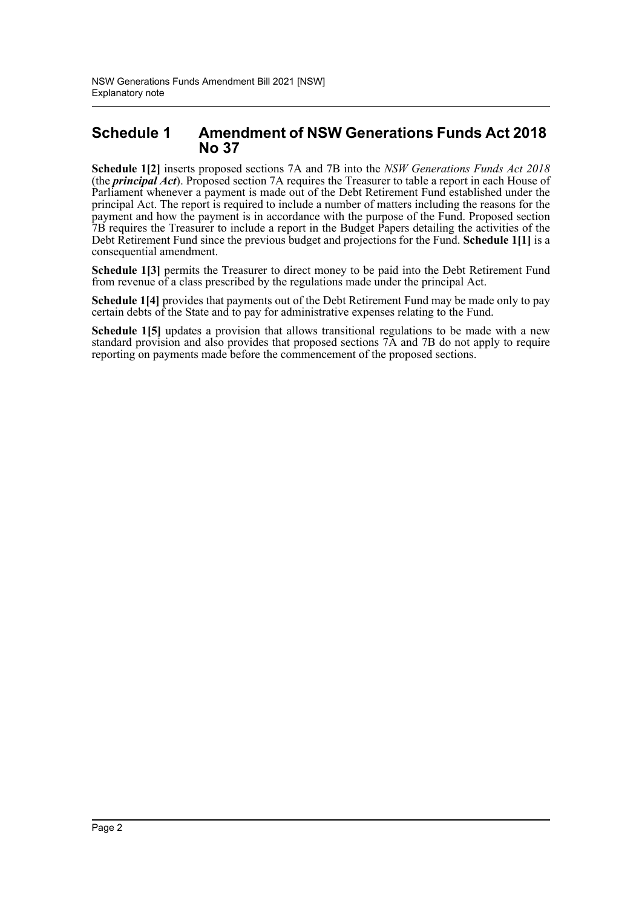## Schedule 1 Amendment of NSW Generations Funds Act 2018 No 37

**Schedule 1[2]** inserts proposed sections 7A and 7B into the *NSW Generations Funds Act 2018* (the ***principal Act***). Proposed section 7A requires the Treasurer to table a report in each House of Parliament whenever a payment is made out of the Debt Retirement Fund established under the principal Act. The report is required to include a number of matters including the reasons for the payment and how the payment is in accordance with the purpose of the Fund. Proposed section 7B requires the Treasurer to include a report in the Budget Papers detailing the activities of the Debt Retirement Fund since the previous budget and projections for the Fund. **Schedule 1[1]** is a consequential amendment.

**Schedule 1[3]** permits the Treasurer to direct money to be paid into the Debt Retirement Fund from revenue of a class prescribed by the regulations made under the principal Act.

**Schedule 1[4]** provides that payments out of the Debt Retirement Fund may be made only to pay certain debts of the State and to pay for administrative expenses relating to the Fund.

**Schedule 1[5]** updates a provision that allows transitional regulations to be made with a new standard provision and also provides that proposed sections 7A and 7B do not apply to require reporting on payments made before the commencement of the proposed sections.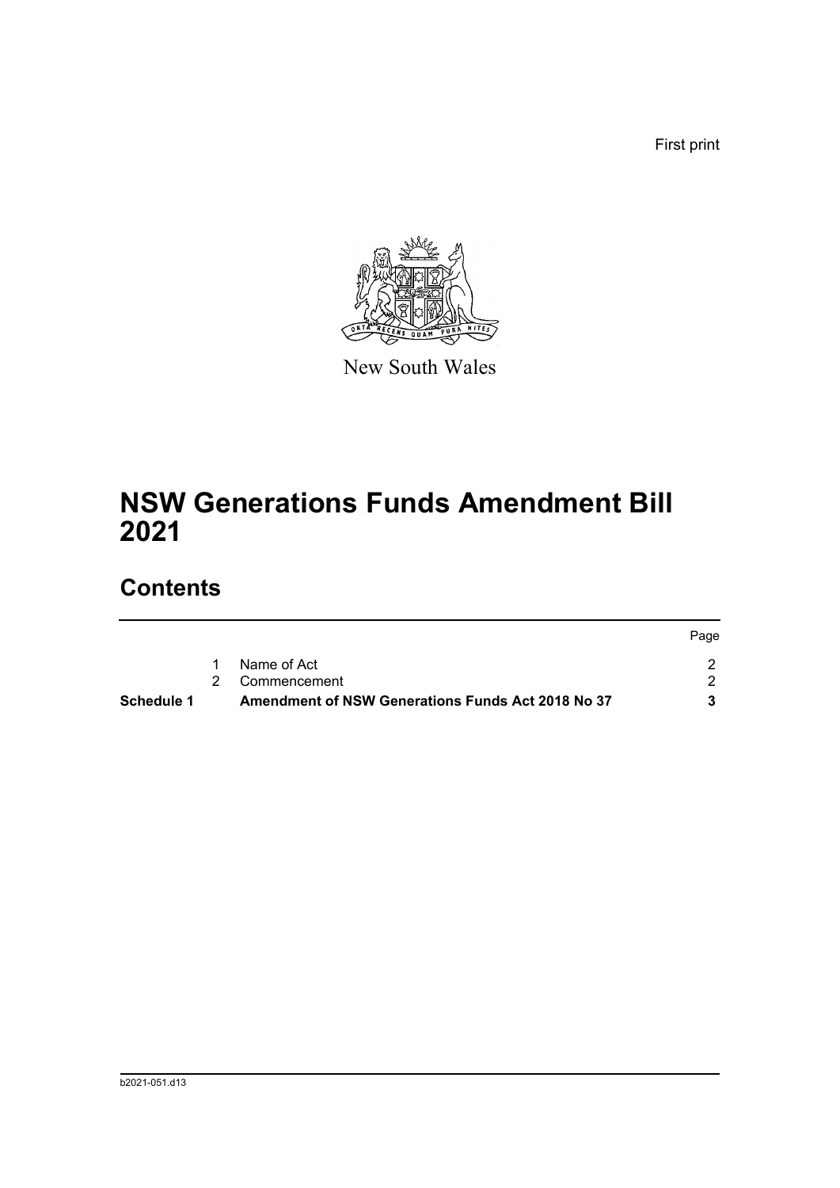First print

New South Wales

# NSW Generations Funds Amendment Bill 2021

## Contents

| | | | Page |
|---|---|---|---|
| | 1 | Name of Act | 2 |
| | 2 | Commencement | 2 |
| **Schedule 1** | | **Amendment of NSW Generations Funds Act 2018 No 37** | **3** |

b2021-051.d13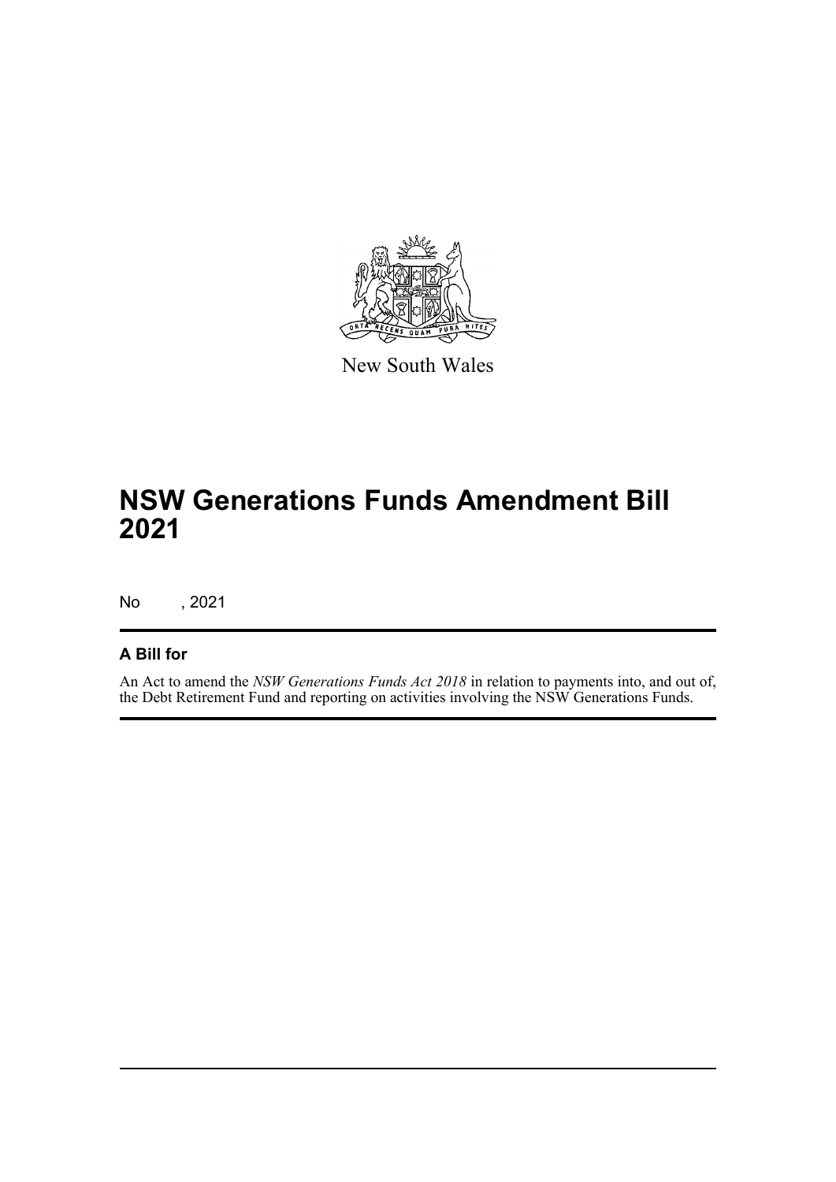New South Wales

# NSW Generations Funds Amendment Bill 2021

No , 2021

## A Bill for

An Act to amend the *NSW Generations Funds Act 2018* in relation to payments into, and out of, the Debt Retirement Fund and reporting on activities involving the NSW Generations Funds.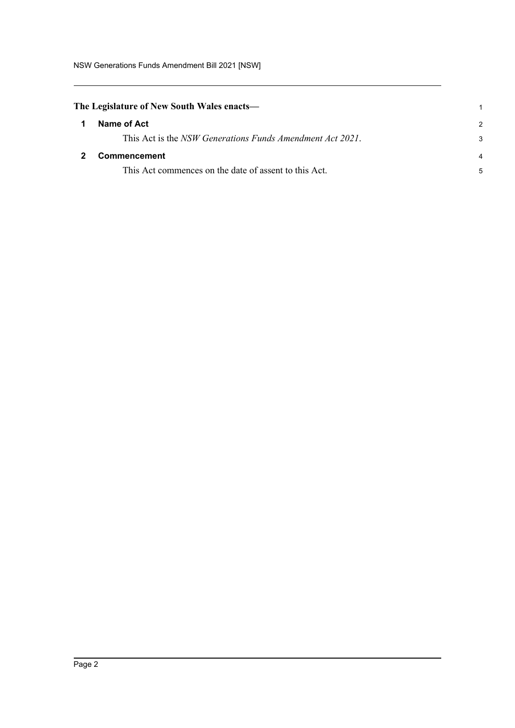**The Legislature of New South Wales enacts—**

## 1 Name of Act

This Act is the *NSW Generations Funds Amendment Act 2021*.

## 2 Commencement

This Act commences on the date of assent to this Act.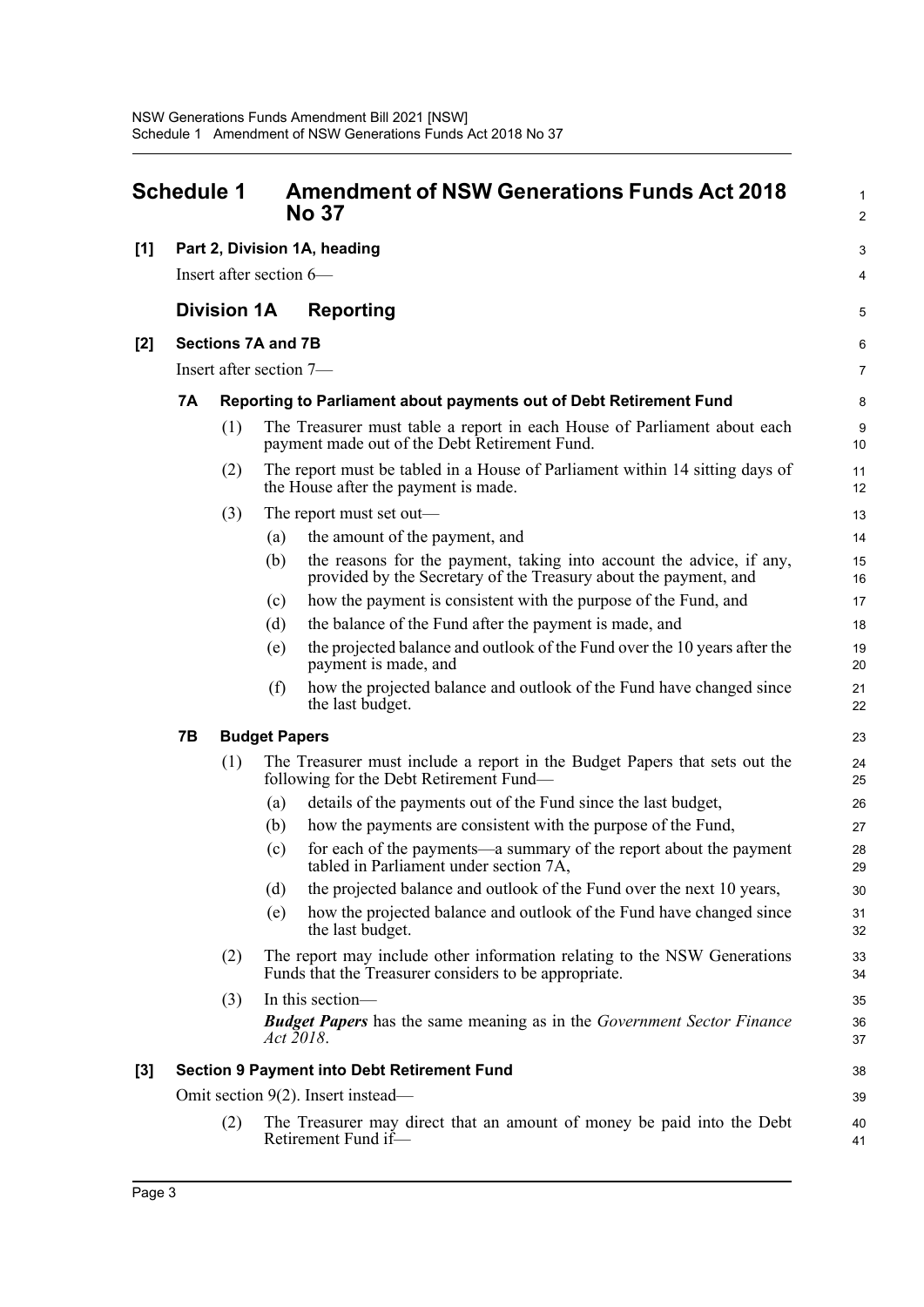# Schedule 1 Amendment of NSW Generations Funds Act 2018 No 37

**[1] Part 2, Division 1A, heading**

Insert after section 6—

## Division 1A Reporting

**[2] Sections 7A and 7B**

Insert after section 7—

**7A Reporting to Parliament about payments out of Debt Retirement Fund**

(1) The Treasurer must table a report in each House of Parliament about each payment made out of the Debt Retirement Fund.

(2) The report must be tabled in a House of Parliament within 14 sitting days of the House after the payment is made.

(3) The report must set out—

(a) the amount of the payment, and

(b) the reasons for the payment, taking into account the advice, if any, provided by the Secretary of the Treasury about the payment, and

(c) how the payment is consistent with the purpose of the Fund, and

(d) the balance of the Fund after the payment is made, and

(e) the projected balance and outlook of the Fund over the 10 years after the payment is made, and

(f) how the projected balance and outlook of the Fund have changed since the last budget.

**7B Budget Papers**

(1) The Treasurer must include a report in the Budget Papers that sets out the following for the Debt Retirement Fund—

(a) details of the payments out of the Fund since the last budget,

(b) how the payments are consistent with the purpose of the Fund,

(c) for each of the payments—a summary of the report about the payment tabled in Parliament under section 7A,

(d) the projected balance and outlook of the Fund over the next 10 years,

(e) how the projected balance and outlook of the Fund have changed since the last budget.

(2) The report may include other information relating to the NSW Generations Funds that the Treasurer considers to be appropriate.

(3) In this section—

***Budget Papers*** has the same meaning as in the *Government Sector Finance Act 2018*.

**[3] Section 9 Payment into Debt Retirement Fund**

Omit section 9(2). Insert instead—

(2) The Treasurer may direct that an amount of money be paid into the Debt Retirement Fund if—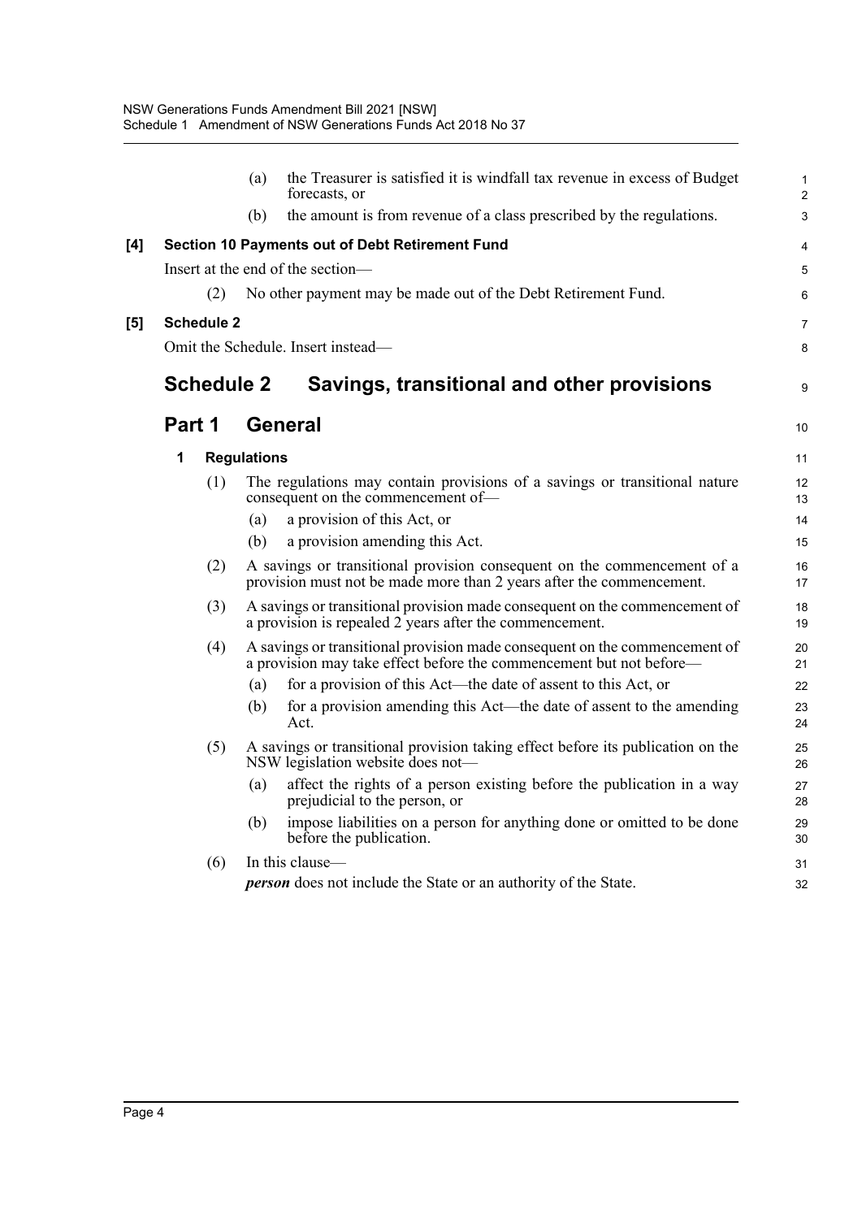(a) the Treasurer is satisfied it is windfall tax revenue in excess of Budget forecasts, or

(b) the amount is from revenue of a class prescribed by the regulations.

**[4] Section 10 Payments out of Debt Retirement Fund**

Insert at the end of the section—

(2) No other payment may be made out of the Debt Retirement Fund.

**[5] Schedule 2**

Omit the Schedule. Insert instead—

## Schedule 2 Savings, transitional and other provisions

## Part 1 General

### 1 Regulations

(1) The regulations may contain provisions of a savings or transitional nature consequent on the commencement of—

(a) a provision of this Act, or

(b) a provision amending this Act.

(2) A savings or transitional provision consequent on the commencement of a provision must not be made more than 2 years after the commencement.

(3) A savings or transitional provision made consequent on the commencement of a provision is repealed 2 years after the commencement.

(4) A savings or transitional provision made consequent on the commencement of a provision may take effect before the commencement but not before—

(a) for a provision of this Act—the date of assent to this Act, or

(b) for a provision amending this Act—the date of assent to the amending Act.

(5) A savings or transitional provision taking effect before its publication on the NSW legislation website does not—

(a) affect the rights of a person existing before the publication in a way prejudicial to the person, or

(b) impose liabilities on a person for anything done or omitted to be done before the publication.

(6) In this clause—

***person*** does not include the State or an authority of the State.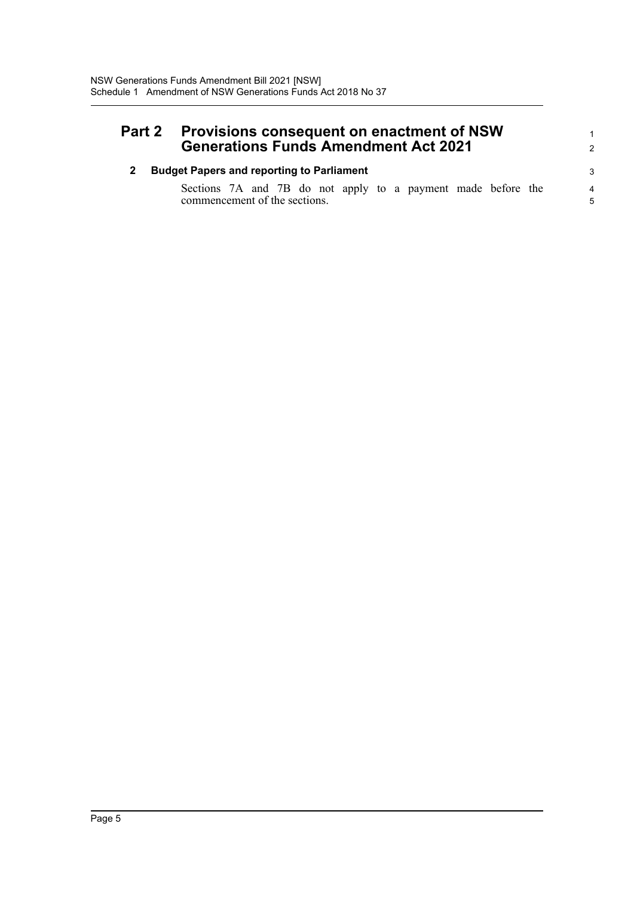## Part 2 Provisions consequent on enactment of NSW Generations Funds Amendment Act 2021

### 2 Budget Papers and reporting to Parliament

Sections 7A and 7B do not apply to a payment made before the commencement of the sections.